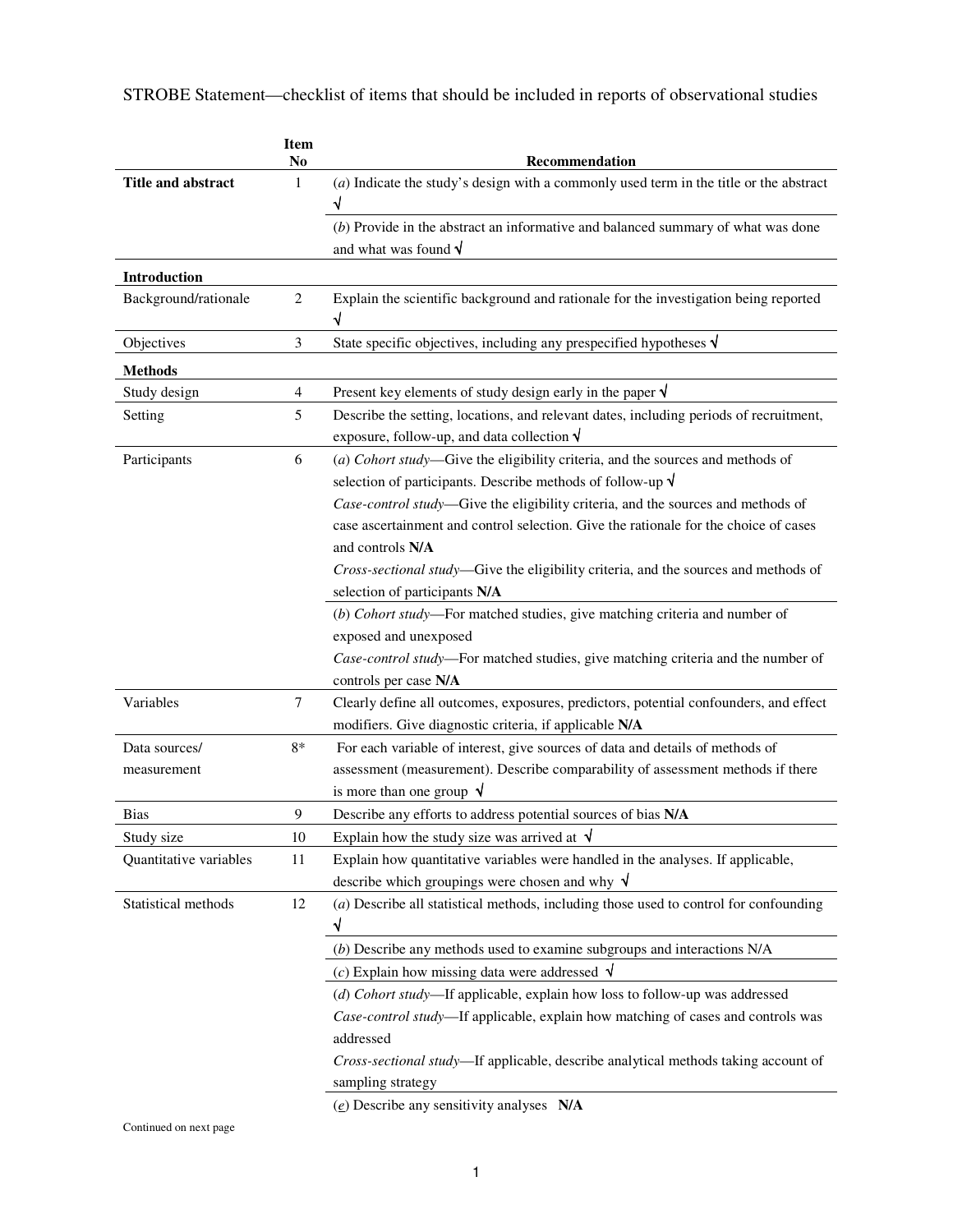STROBE Statement—checklist of items that should be included in reports of observational studies

| | Item No | Recommendation |
|---|---|---|
| **Title and abstract** | 1 | (*a*) Indicate the study's design with a commonly used term in the title or the abstract √ |
| | | (*b*) Provide in the abstract an informative and balanced summary of what was done and what was found √ |
| **Introduction** | | |
| Background/rationale | 2 | Explain the scientific background and rationale for the investigation being reported √ |
| Objectives | 3 | State specific objectives, including any prespecified hypotheses √ |
| **Methods** | | |
| Study design | 4 | Present key elements of study design early in the paper √ |
| Setting | 5 | Describe the setting, locations, and relevant dates, including periods of recruitment, exposure, follow-up, and data collection √ |
| Participants | 6 | (*a*) *Cohort study*—Give the eligibility criteria, and the sources and methods of selection of participants. Describe methods of follow-up √<br>*Case-control study*—Give the eligibility criteria, and the sources and methods of case ascertainment and control selection. Give the rationale for the choice of cases and controls **N/A**<br>*Cross-sectional study*—Give the eligibility criteria, and the sources and methods of selection of participants **N/A** |
| | | (*b*) *Cohort study*—For matched studies, give matching criteria and number of exposed and unexposed<br>*Case-control study*—For matched studies, give matching criteria and the number of controls per case **N/A** |
| Variables | 7 | Clearly define all outcomes, exposures, predictors, potential confounders, and effect modifiers. Give diagnostic criteria, if applicable **N/A** |
| Data sources/ measurement | 8* | For each variable of interest, give sources of data and details of methods of assessment (measurement). Describe comparability of assessment methods if there is more than one group √ |
| Bias | 9 | Describe any efforts to address potential sources of bias **N/A** |
| Study size | 10 | Explain how the study size was arrived at √ |
| Quantitative variables | 11 | Explain how quantitative variables were handled in the analyses. If applicable, describe which groupings were chosen and why √ |
| Statistical methods | 12 | (*a*) Describe all statistical methods, including those used to control for confounding √ |
| | | (*b*) Describe any methods used to examine subgroups and interactions N/A |
| | | (*c*) Explain how missing data were addressed √ |
| | | (*d*) *Cohort study*—If applicable, explain how loss to follow-up was addressed<br>*Case-control study*—If applicable, explain how matching of cases and controls was addressed<br>*Cross-sectional study*—If applicable, describe analytical methods taking account of sampling strategy |
| | | (*e*) Describe any sensitivity analyses **N/A** |

Continued on next page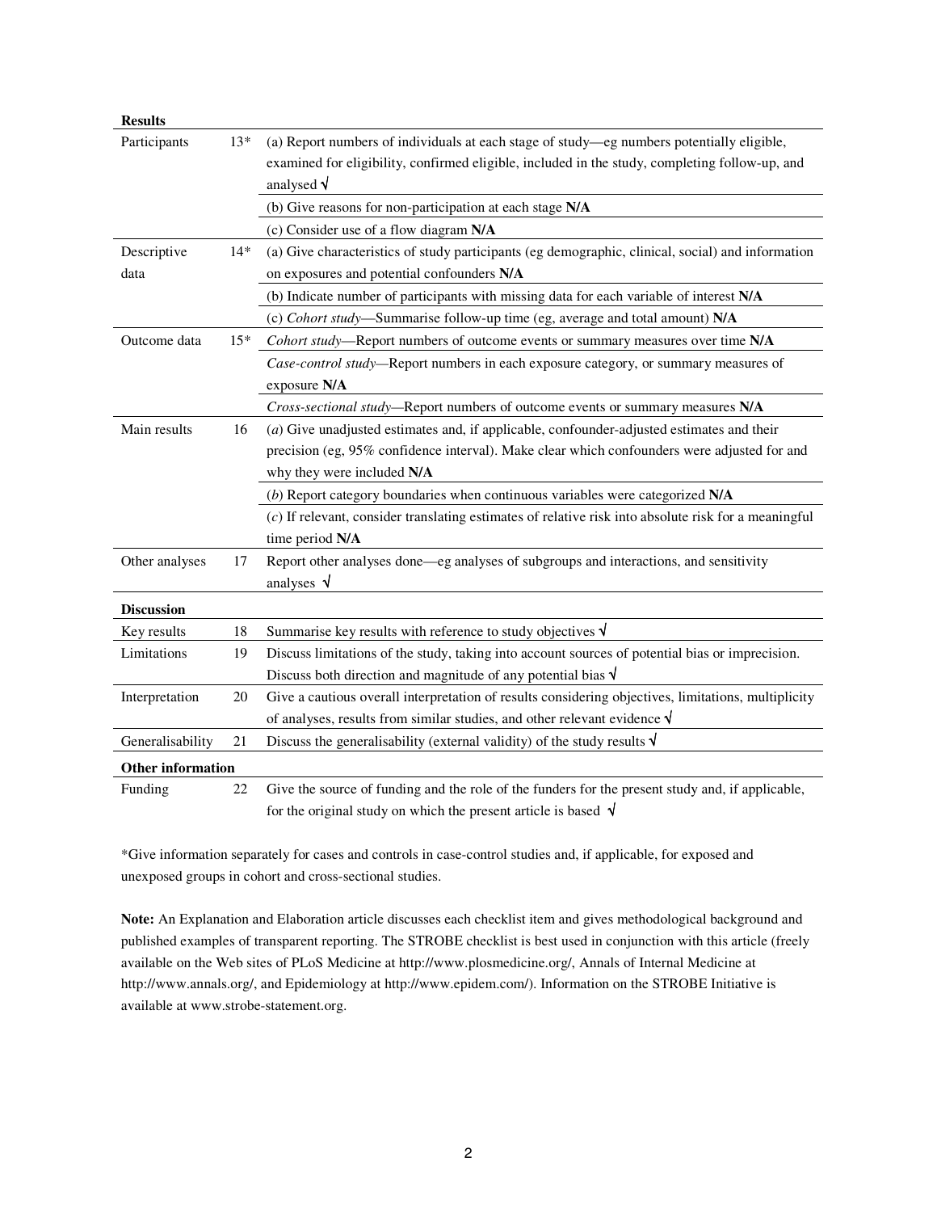| | | |
|---|---|---|
| **Results** | | |
| Participants | 13* | (a) Report numbers of individuals at each stage of study—eg numbers potentially eligible, examined for eligibility, confirmed eligible, included in the study, completing follow-up, and analysed **√** |
| | | (b) Give reasons for non-participation at each stage **N/A** |
| | | (c) Consider use of a flow diagram **N/A** |
| Descriptive data | 14* | (a) Give characteristics of study participants (eg demographic, clinical, social) and information on exposures and potential confounders **N/A** |
| | | (b) Indicate number of participants with missing data for each variable of interest **N/A** |
| | | (c) *Cohort study*—Summarise follow-up time (eg, average and total amount) **N/A** |
| Outcome data | 15* | *Cohort study*—Report numbers of outcome events or summary measures over time **N/A** |
| | | *Case-control study*—Report numbers in each exposure category, or summary measures of exposure **N/A** |
| | | *Cross-sectional study*—Report numbers of outcome events or summary measures **N/A** |
| Main results | 16 | (*a*) Give unadjusted estimates and, if applicable, confounder-adjusted estimates and their precision (eg, 95% confidence interval). Make clear which confounders were adjusted for and why they were included **N/A** |
| | | (*b*) Report category boundaries when continuous variables were categorized **N/A** |
| | | (*c*) If relevant, consider translating estimates of relative risk into absolute risk for a meaningful time period **N/A** |
| Other analyses | 17 | Report other analyses done—eg analyses of subgroups and interactions, and sensitivity analyses **√** |
| **Discussion** | | |
| Key results | 18 | Summarise key results with reference to study objectives **√** |
| Limitations | 19 | Discuss limitations of the study, taking into account sources of potential bias or imprecision. Discuss both direction and magnitude of any potential bias **√** |
| Interpretation | 20 | Give a cautious overall interpretation of results considering objectives, limitations, multiplicity of analyses, results from similar studies, and other relevant evidence **√** |
| Generalisability | 21 | Discuss the generalisability (external validity) of the study results **√** |
| **Other information** | | |
| Funding | 22 | Give the source of funding and the role of the funders for the present study and, if applicable, for the original study on which the present article is based **√** |

*Give information separately for cases and controls in case-control studies and, if applicable, for exposed and unexposed groups in cohort and cross-sectional studies.

**Note:** An Explanation and Elaboration article discusses each checklist item and gives methodological background and published examples of transparent reporting. The STROBE checklist is best used in conjunction with this article (freely available on the Web sites of PLoS Medicine at http://www.plosmedicine.org/, Annals of Internal Medicine at http://www.annals.org/, and Epidemiology at http://www.epidem.com/). Information on the STROBE Initiative is available at www.strobe-statement.org.